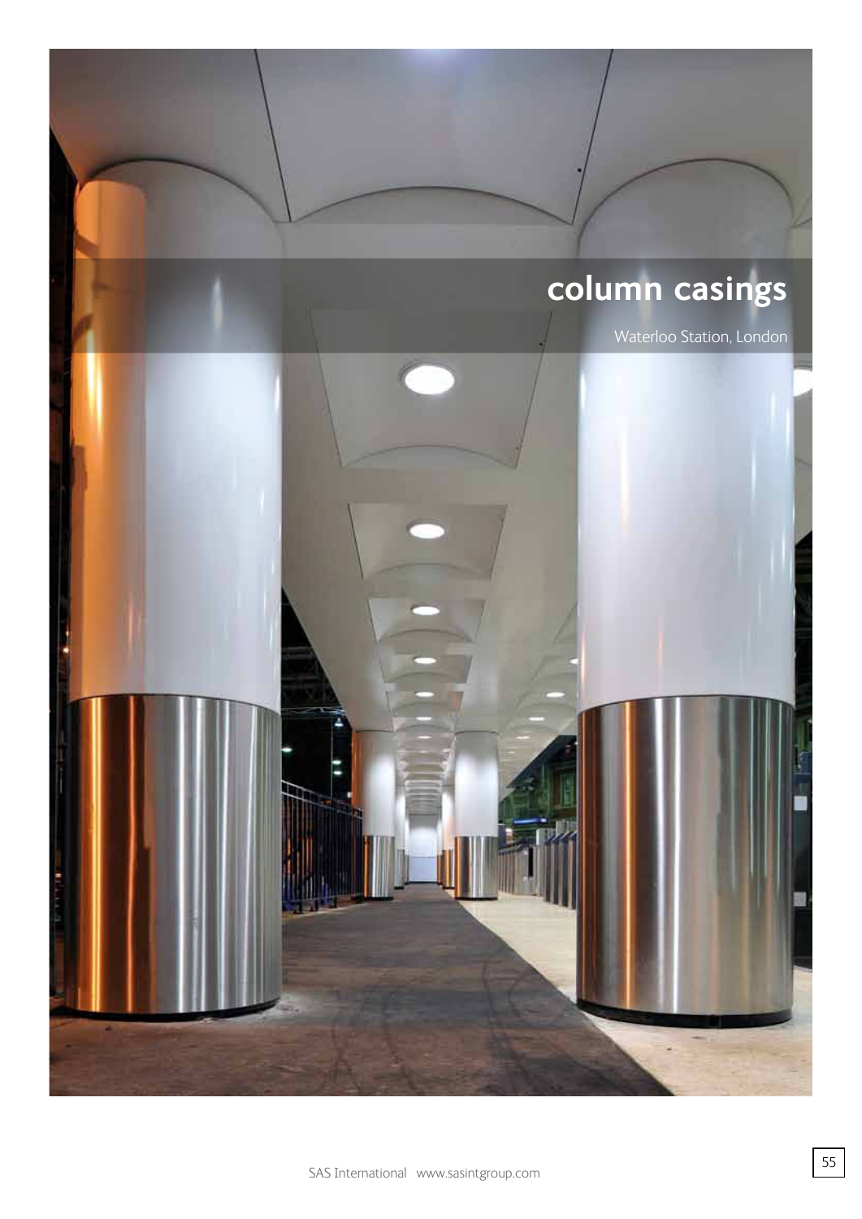# column casings

Waterloo Station, London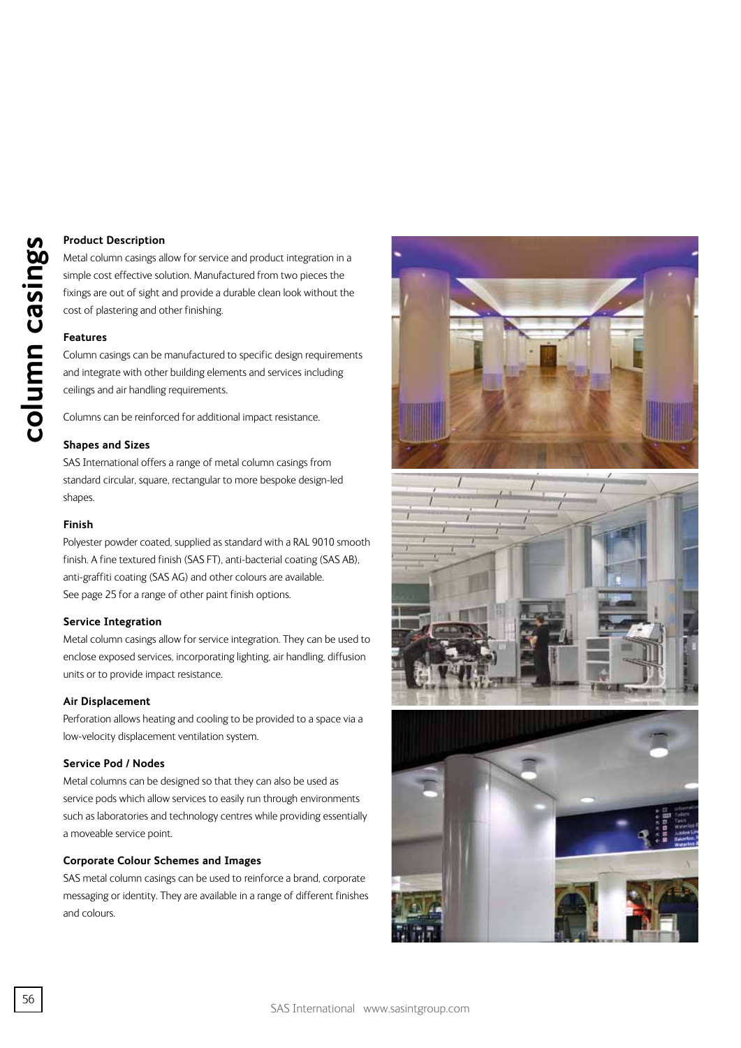# column casings

### Product Description

Metal column casings allow for service and product integration in a simple cost effective solution. Manufactured from two pieces the fixings are out of sight and provide a durable clean look without the cost of plastering and other finishing.

### Features

Column casings can be manufactured to specific design requirements and integrate with other building elements and services including ceilings and air handling requirements.

Columns can be reinforced for additional impact resistance.

### Shapes and Sizes

SAS International offers a range of metal column casings from standard circular, square, rectangular to more bespoke design-led shapes.

### Finish

Polyester powder coated, supplied as standard with a RAL 9010 smooth finish. A fine textured finish (SAS FT), anti-bacterial coating (SAS AB), anti-graffiti coating (SAS AG) and other colours are available. See page 25 for a range of other paint finish options.

### Service Integration

Metal column casings allow for service integration. They can be used to enclose exposed services, incorporating lighting, air handling, diffusion units or to provide impact resistance.

### Air Displacement

Perforation allows heating and cooling to be provided to a space via a low-velocity displacement ventilation system.

### Service Pod / Nodes

Metal columns can be designed so that they can also be used as service pods which allow services to easily run through environments such as laboratories and technology centres while providing essentially a moveable service point.

### Corporate Colour Schemes and Images

SAS metal column casings can be used to reinforce a brand, corporate messaging or identity. They are available in a range of different finishes and colours.